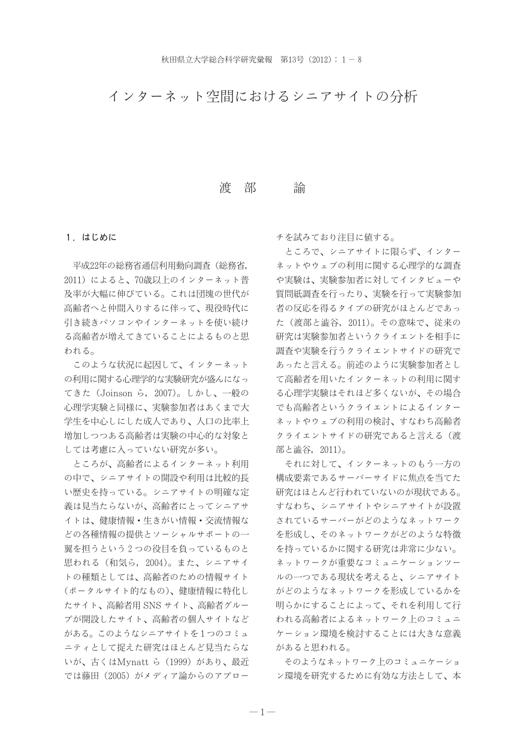# インターネット空間におけるシニアサイトの分析

渡　部　　　諭

## 1．はじめに

平成22年の総務省通信利用動向調査（総務省，2011）によると、70歳以上のインターネット普及率が大幅に伸びている。これは団塊の世代が高齢者へと仲間入りするに伴って、現役時代に引き続きパソコンやインターネットを使い続ける高齢者が増えてきていることによるものと思われる。

このような状況に起因して、インターネットの利用に関する心理学的な実験研究が盛んになってきた（Joinson ら，2007）。しかし、一般の心理学実験と同様に、実験参加者はあくまで大学生を中心しにした成人であり、人口の比率上増加しつつある高齢者は実験の中心的な対象としては考慮に入っていない研究が多い。

ところが、高齢者によるインターネット利用の中で、シニアサイトの開設や利用は比較的長い歴史を持っている。シニアサイトの明確な定義は見当たらないが、高齢者にとってシニアサイトは、健康情報・生きがい情報・交流情報などの各種情報の提供とソーシャルサポートの一翼を担うという２つの役目を負っているものと思われる（和気ら，2004）。また、シニアサイトの種類としては、高齢者のための情報サイト（ポータルサイト的なもの）、健康情報に特化したサイト、高齢者用 SNS サイト、高齢者グループが開設したサイト、高齢者の個人サイトなどがある。このようなシニアサイトを１つのコミュニティとして捉えた研究はほとんど見当たらないが、古くはMynatt ら（1999）があり、最近では藤田（2005）がメディア論からのアプローチを試みており注目に値する。

ところで、シニアサイトに限らず、インターネットやウェブの利用に関する心理学的な調査や実験は、実験参加者に対してインタビューや質問紙調査を行ったり、実験を行って実験参加者の反応を得るタイプの研究がほとんどであった（渡部と澁谷，2011）。その意味で、従来の研究は実験参加者というクライエントを相手に調査や実験を行うクライエントサイドの研究であったと言える。前述のように実験参加者として高齢者を用いたインターネットの利用に関する心理学実験はそれほど多くないが、その場合でも高齢者というクライエントによるインターネットやウェブの利用の検討、すなわち高齢者クライエントサイドの研究であると言える（渡部と澁谷，2011）。

それに対して、インターネットのもう一方の構成要素であるサーバーサイドに焦点を当てた研究はほとんど行われていないのが現状である。すなわち、シニアサイトやシニアサイトが設置されているサーバーがどのようなネットワークを形成し、そのネットワークがどのような特徴を持っているかに関する研究は非常に少ない。ネットワークが重要なコミュニケーションツールの一つである現状を考えると、シニアサイトがどのようなネットワークを形成しているかを明らかにすることによって、それを利用して行われる高齢者によるネットワーク上のコミュニケーション環境を検討することには大きな意義があると思われる。

そのようなネットワーク上のコミュニケーション環境を研究するために有効な方法として、本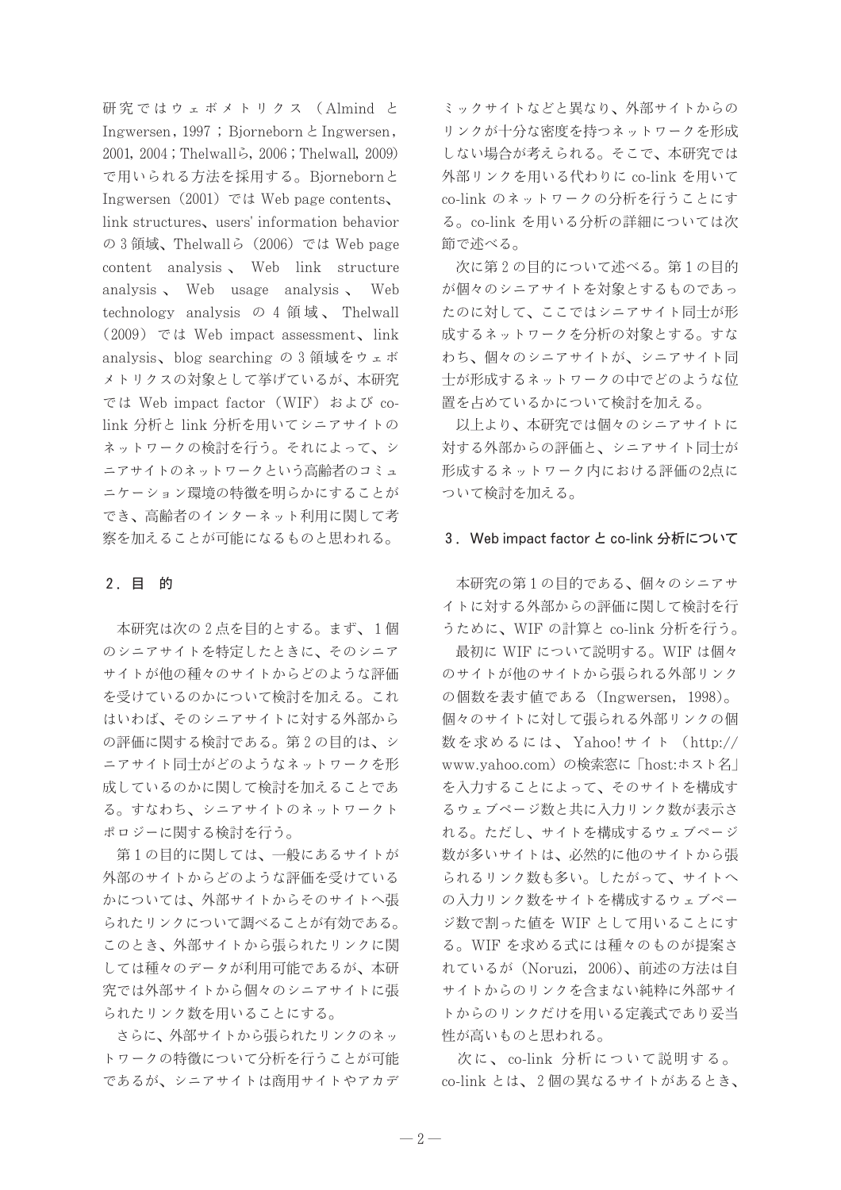研究ではウェボメトリクス（Almind と Ingwersen，1997；Bjorneborn と Ingwersen，2001, 2004；Thelwallら, 2006；Thelwall, 2009）で用いられる方法を採用する。Bjorneborn と Ingwersen（2001）では Web page contents、link structures、users' information behavior の 3 領域、Thelwallら（2006）では Web page content analysis、Web link structure analysis、Web usage analysis、Web technology analysis の 4 領域、Thelwall（2009）では Web impact assessment、link analysis、blog searching の 3 領域をウェボメトリクスの対象として挙げているが、本研究では Web impact factor（WIF）および co-link 分析と link 分析を用いてシニアサイトのネットワークの検討を行う。それによって、シニアサイトのネットワークという高齢者のコミュニケーション環境の特徴を明らかにすることができ、高齢者のインターネット利用に関して考察を加えることが可能になるものと思われる。

## 2．目　的

本研究は次の 2 点を目的とする。まず、1 個のシニアサイトを特定したときに、そのシニアサイトが他の種々のサイトからどのような評価を受けているのかについて検討を加える。これはいわば、そのシニアサイトに対する外部からの評価に関する検討である。第 2 の目的は、シニアサイト同士がどのようなネットワークを形成しているのかに関して検討を加えることである。すなわち、シニアサイトのネットワークトポロジーに関する検討を行う。

第 1 の目的に関しては、一般にあるサイトが外部のサイトからどのような評価を受けているかについては、外部サイトからそのサイトへ張られたリンクについて調べることが有効である。このとき、外部サイトから張られたリンクに関しては種々のデータが利用可能であるが、本研究では外部サイトから個々のシニアサイトに張られたリンク数を用いることにする。

さらに、外部サイトから張られたリンクのネットワークの特徴について分析を行うことが可能であるが、シニアサイトは商用サイトやアカデミックサイトなどと異なり、外部サイトからのリンクが十分な密度を持つネットワークを形成しない場合が考えられる。そこで、本研究では外部リンクを用いる代わりに co-link を用いて co-link のネットワークの分析を行うことにする。co-link を用いる分析の詳細については次節で述べる。

次に第 2 の目的について述べる。第 1 の目的が個々のシニアサイトを対象とするものであったのに対して、ここではシニアサイト同士が形成するネットワークを分析の対象とする。すなわち、個々のシニアサイトが、シニアサイト同士が形成するネットワークの中でどのような位置を占めているかについて検討を加える。

以上より、本研究では個々のシニアサイトに対する外部からの評価と、シニアサイト同士が形成するネットワーク内における評価の2点について検討を加える。

## 3．Web impact factor と co-link 分析について

本研究の第 1 の目的である、個々のシニアサイトに対する外部からの評価に関して検討を行うために、WIF の計算と co-link 分析を行う。

最初に WIF について説明する。WIF は個々のサイトが他のサイトから張られる外部リンクの個数を表す値である（Ingwersen，1998）。個々のサイトに対して張られる外部リンクの個数を求めるには、Yahoo! サイト（http://www.yahoo.com）の検索窓に「host:ホスト名」を入力することによって、そのサイトを構成するウェブページ数と共に入力リンク数が表示される。ただし、サイトを構成するウェブページ数が多いサイトは、必然的に他のサイトから張られるリンク数も多い。したがって、サイトへの入力リンク数をサイトを構成するウェブページ数で割った値を WIF として用いることにする。WIF を求める式には種々のものが提案されているが（Noruzi，2006）、前述の方法は自サイトからのリンクを含まない純粋に外部サイトからのリンクだけを用いる定義式であり妥当性が高いものと思われる。

次に、co-link 分析について説明する。co-link とは、2 個の異なるサイトがあるとき、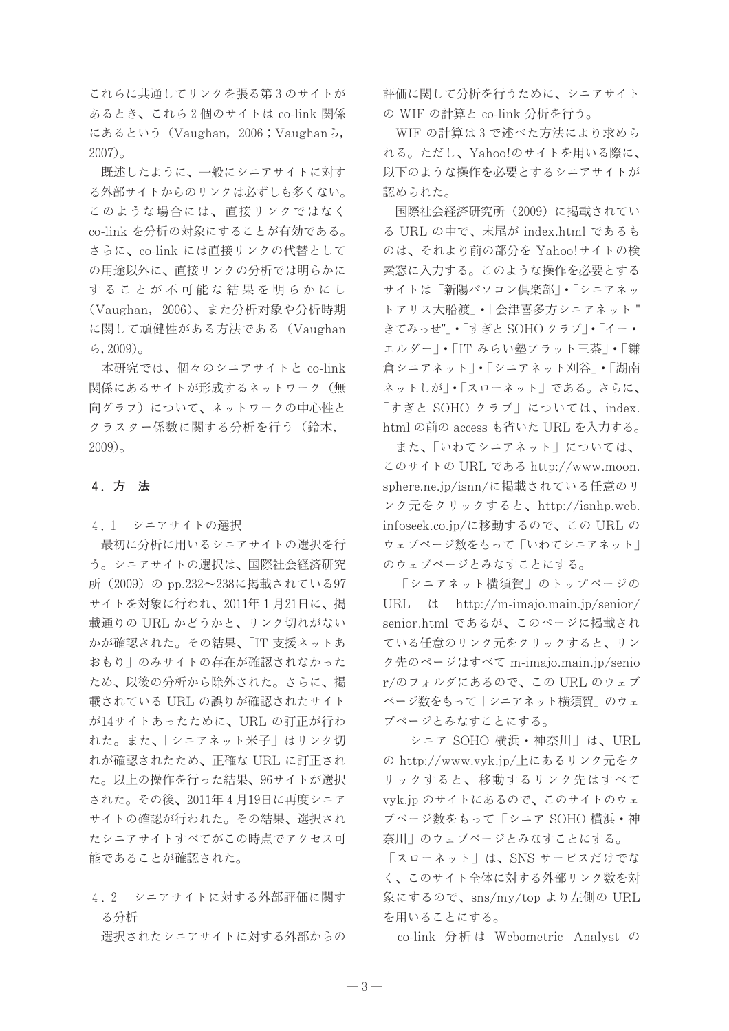これらに共通してリンクを張る第3のサイトがあるとき、これら2個のサイトは co-link 関係にあるという（Vaughan, 2006；Vaughanら, 2007）。

既述したように、一般にシニアサイトに対する外部サイトからのリンクは必ずしも多くない。このような場合には、直接リンクではなく co-link を分析の対象にすることが有効である。さらに、co-link には直接リンクの代替としての用途以外に、直接リンクの分析では明らかにすることが不可能な結果を明らかにし（Vaughan, 2006）、また分析対象や分析時期に関して頑健性がある方法である（Vaughanら, 2009）。

本研究では、個々のシニアサイトと co-link 関係にあるサイトが形成するネットワーク（無向グラフ）について、ネットワークの中心性とクラスター係数に関する分析を行う（鈴木, 2009）。

## 4．方　法

### 4．1　シニアサイトの選択

最初に分析に用いるシニアサイトの選択を行う。シニアサイトの選択は、国際社会経済研究所（2009）の pp.232〜238に掲載されている97サイトを対象に行われ、2011年1月21日に、掲載通りの URL かどうかと、リンク切れがないかが確認された。その結果、「IT 支援ネットあおもり」のみサイトの存在が確認されなかったため、以後の分析から除外された。さらに、掲載されている URL の誤りが確認されたサイトが14サイトあったために、URL の訂正が行われた。また、「シニアネット米子」はリンク切れが確認されたため、正確な URL に訂正された。以上の操作を行った結果、96サイトが選択された。その後、2011年4月19日に再度シニアサイトの確認が行われた。その結果、選択されたシニアサイトすべてがこの時点でアクセス可能であることが確認された。

### 4．2　シニアサイトに対する外部評価に関する分析

選択されたシニアサイトに対する外部からの評価に関して分析を行うために、シニアサイトの WIF の計算と co-link 分析を行う。

WIF の計算は3で述べた方法により求められる。ただし、Yahoo!のサイトを用いる際に、以下のような操作を必要とするシニアサイトが認められた。

国際社会経済研究所（2009）に掲載されている URL の中で、末尾が index.html であるものは、それより前の部分を Yahoo!サイトの検索窓に入力する。このような操作を必要とするサイトは「新陽パソコン倶楽部」・「シニアネットアリス大船渡」・「会津喜多方シニアネット"きてみっせ"」・「すぎと SOHO クラブ」・「イー・エルダー」・「IT みらい塾プラット三茶」・「鎌倉シニアネット」・「シニアネット刈谷」・「湖南ネットしが」・「スローネット」である。さらに、「すぎと SOHO クラブ」については、index.html の前の access も省いた URL を入力する。

また、「いわてシニアネット」については、このサイトの URL である http://www.moon.sphere.ne.jp/isnn/に掲載されている任意のリンク元をクリックすると、http://isnhp.web.infoseek.co.jp/に移動するので、この URL のウェブページ数をもって「いわてシニアネット」のウェブページとみなすことにする。

「シニアネット横須賀」のトップページの URL は http://m-imajo.main.jp/senior/senior.html であるが、このページに掲載されている任意のリンク元をクリックすると、リンク先のページはすべて m-imajo.main.jp/senior/のフォルダにあるので、この URL のウェブページ数をもって「シニアネット横須賀」のウェブページとみなすことにする。

「シニア SOHO 横浜・神奈川」は、URL の http://www.vyk.jp/上にあるリンク元をクリックすると、移動するリンク先はすべて vyk.jp のサイトにあるので、このサイトのウェブページ数をもって「シニア SOHO 横浜・神奈川」のウェブページとみなすことにする。

「スローネット」は、SNS サービスだけでなく、このサイト全体に対する外部リンク数を対象にするので、sns/my/top より左側の URL を用いることにする。

co-link 分析は Webometric Analyst の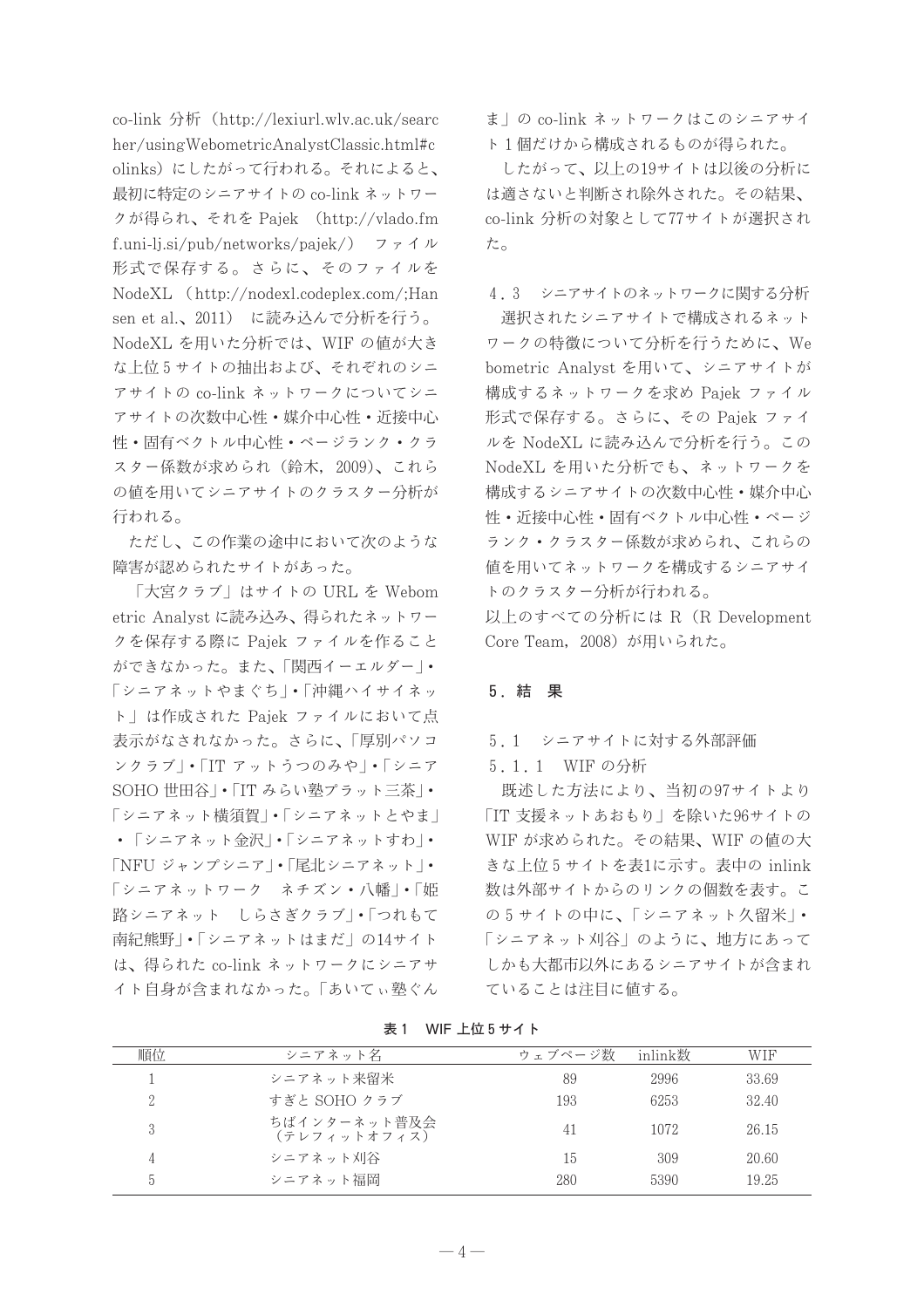co-link 分析（http://lexiurl.wlv.ac.uk/searcher/usingWebometricAnalystClassic.html#colinks）にしたがって行われる。それによると、最初に特定のシニアサイトの co-link ネットワークが得られ、それを Pajek （http://vlado.fmf.uni-lj.si/pub/networks/pajek/） ファイル形式で保存する。さらに、そのファイルを NodeXL （http://nodexl.codeplex.com/;Hansen et al.、2011） に読み込んで分析を行う。NodeXL を用いた分析では、WIF の値が大きな上位５サイトの抽出および、それぞれのシニアサイトの co-link ネットワークについてシニアサイトの次数中心性・媒介中心性・近接中心性・固有ベクトル中心性・ページランク・クラスター係数が求められ（鈴木，2009)、これらの値を用いてシニアサイトのクラスター分析が行われる。

ただし、この作業の途中において次のような障害が認められたサイトがあった。

「大宮クラブ」はサイトの URL を Webometric Analyst に読み込み、得られたネットワークを保存する際に Pajek ファイルを作ることができなかった。また、「関西イーエルダー」・「シニアネットやまぐち」・「沖縄ハイサイネット」は作成された Pajek ファイルにおいて点表示がなされなかった。さらに、「厚別パソコンクラブ」・「IT アットうつのみや」・「シニア SOHO 世田谷」・「IT みらい塾プラット三茶」・「シニアネット横須賀」・「シニアネットとやま」・「シニアネット金沢」・「シニアネットすわ」・「NFU ジャンプシニア」・「尾北シニアネット」・「シニアネットワーク　ネチズン・八幡」・「姫路シニアネット　しらさぎクラブ」・「つれもて南紀熊野」・「シニアネットはまだ」の14サイトは、得られた co-link ネットワークにシニアサイト自身が含まれなかった。「あいてぃ塾ぐんま」の co-link ネットワークはこのシニアサイト１個だけから構成されるものが得られた。

したがって、以上の19サイトは以後の分析には適さないと判断され除外された。その結果、co-link 分析の対象として77サイトが選択された。

### 4．3　シニアサイトのネットワークに関する分析

選択されたシニアサイトで構成されるネットワークの特徴について分析を行うために、Webometric Analyst を用いて、シニアサイトが構成するネットワークを求め Pajek ファイル形式で保存する。さらに、その Pajek ファイルを NodeXL に読み込んで分析を行う。この NodeXL を用いた分析でも、ネットワークを構成するシニアサイトの次数中心性・媒介中心性・近接中心性・固有ベクトル中心性・ページランク・クラスター係数が求められ、これらの値を用いてネットワークを構成するシニアサイトのクラスター分析が行われる。
以上のすべての分析には R（R Development Core Team，2008）が用いられた。

## 5．結　果

### 5．1　シニアサイトに対する外部評価

#### 5．1．1　WIF の分析

既述した方法により、当初の97サイトより「IT 支援ネットあおもり」を除いた96サイトの WIF が求められた。その結果、WIF の値の大きな上位５サイトを表1に示す。表中の inlink 数は外部サイトからのリンクの個数を表す。この５サイトの中に、「シニアネット久留米」・「シニアネット刈谷」のように、地方にあってしかも大都市以外にあるシニアサイトが含まれていることは注目に値する。

**表１　WIF 上位５サイト**

| 順位 | シニアネット名 | ウェブページ数 | inlink数 | WIF |
|---|---|---|---|---|
| 1 | シニアネット来留米 | 89 | 2996 | 33.69 |
| 2 | すぎと SOHO クラブ | 193 | 6253 | 32.40 |
| 3 | ちばインターネット普及会（テレフィットオフィス） | 41 | 1072 | 26.15 |
| 4 | シニアネット刈谷 | 15 | 309 | 20.60 |
| 5 | シニアネット福岡 | 280 | 5390 | 19.25 |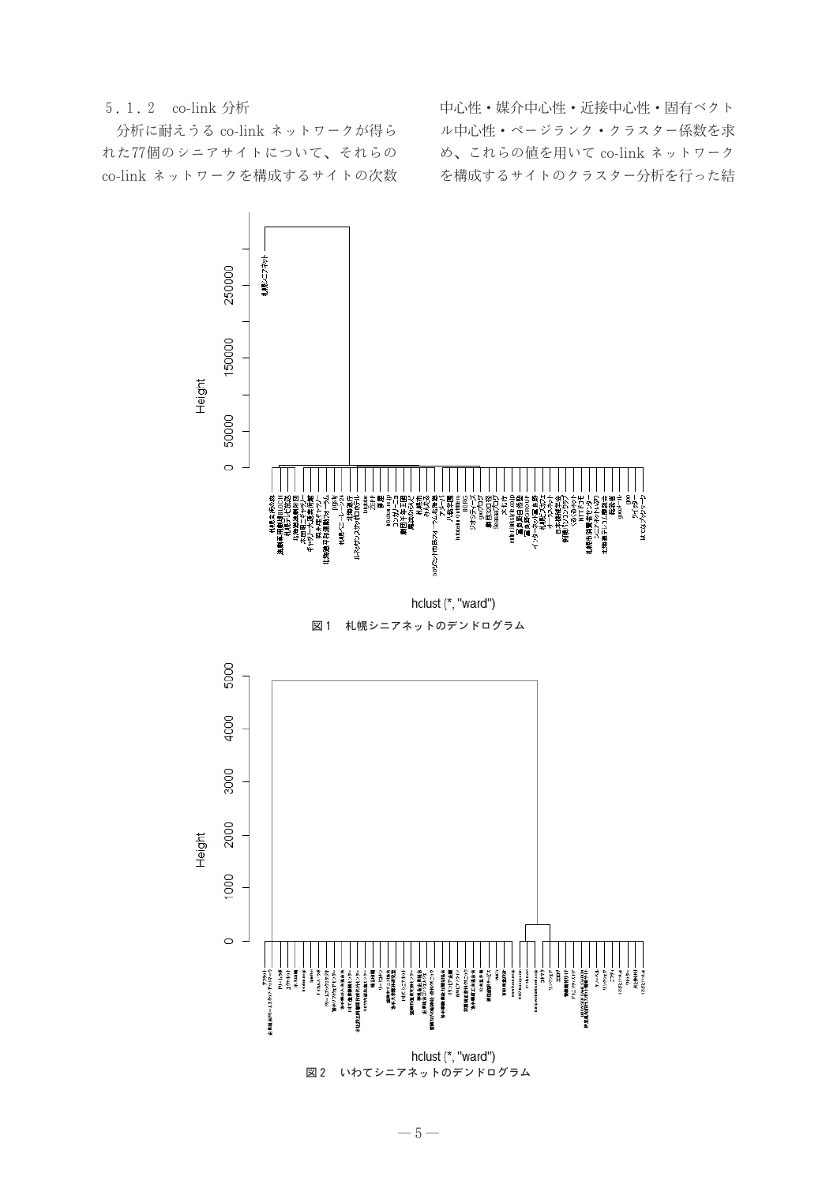### 5．1．2　co-link 分析

分析に耐えうる co-link ネットワークが得られた77個のシニアサイトについて、それらの co-link ネットワークを構成するサイトの次数中心性・媒介中心性・近接中心性・固有ベクトル中心性・ページランク・クラスター係数を求め、これらの値を用いて co-link ネットワークを構成するサイトのクラスター分析を行った結

Height

250000
150000
50000
0

札幌シニアネット

hclust (*, "ward")

図１　札幌シニアネットのデンドログラム

Height

5000
4000
3000
2000
1000
0

hclust (*, "ward")

図２　いわてシニアネットのデンドログラム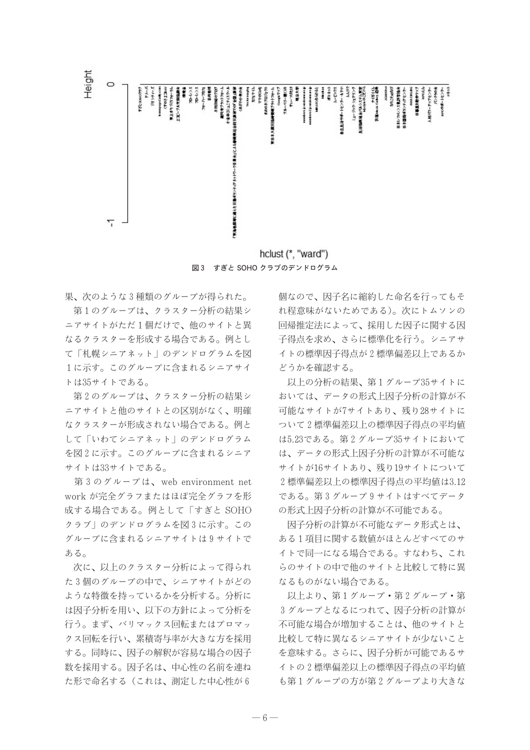Height

0

-1

hclust (*, "ward")

図３　すぎと SOHO クラブのデンドログラム

果、次のような３種類のグループが得られた。

第１のグループは、クラスター分析の結果シニアサイトがただ１個だけで、他のサイトと異なるクラスターを形成する場合である。例として「札幌シニアネット」のデンドログラムを図１に示す。このグループに含まれるシニアサイトは35サイトである。

第２のグループは、クラスター分析の結果シニアサイトと他のサイトとの区別がなく、明確なクラスターが形成されない場合である。例として「いわてシニアネット」のデンドログラムを図２に示す。このグループに含まれるシニアサイトは33サイトである。

第３のグループは、web environment network が完全グラフまたはほぼ完全グラフを形成する場合である。例として「すぎと SOHO クラブ」のデンドログラムを図３に示す。このグループに含まれるシニアサイトは９サイトである。

次に、以上のクラスター分析によって得られた３個のグループの中で、シニアサイトがどのような特徴を持っているかを分析する。分析には因子分析を用い、以下の方針によって分析を行う。まず、バリマックス回転またはプロマックス回転を行い、累積寄与率が大きな方を採用する。同時に、因子の解釈が容易な場合の因子数を採用する。因子名は、中心性の名前を連ねた形で命名する（これは、測定した中心性が６個なので、因子名に縮約した命名を行ってもそれ程意味がないためである）。次にトムソンの回帰推定法によって、採用した因子に関する因子得点を求め、さらに標準化を行う。シニアサイトの標準因子得点が２標準偏差以上であるかどうかを確認する。

以上の分析の結果、第１グループ35サイトにおいては、データの形式上因子分析の計算が不可能なサイトが7サイトあり、残り28サイトについて２標準偏差以上の標準因子得点の平均値は5.23である。第２グループ35サイトにおいては、データの形式上因子分析の計算が不可能なサイトが16サイトあり、残り19サイトについて２標準偏差以上の標準因子得点の平均値は3.12である。第３グループ９サイトはすべてデータの形式上因子分析の計算が不可能である。

因子分析の計算が不可能なデータ形式とは、ある１項目に関する数値がほとんどすべてのサイトで同一になる場合である。すなわち、これらのサイトの中で他のサイトと比較して特に異なるものがない場合である。

以上より、第１グループ・第２グループ・第３グループとなるにつれて、因子分析の計算が不可能な場合が増加することは、他のサイトと比較して特に異なるシニアサイトが少ないことを意味する。さらに、因子分析が可能であるサイトの２標準偏差以上の標準因子得点の平均値も第１グループの方が第２グループより大きな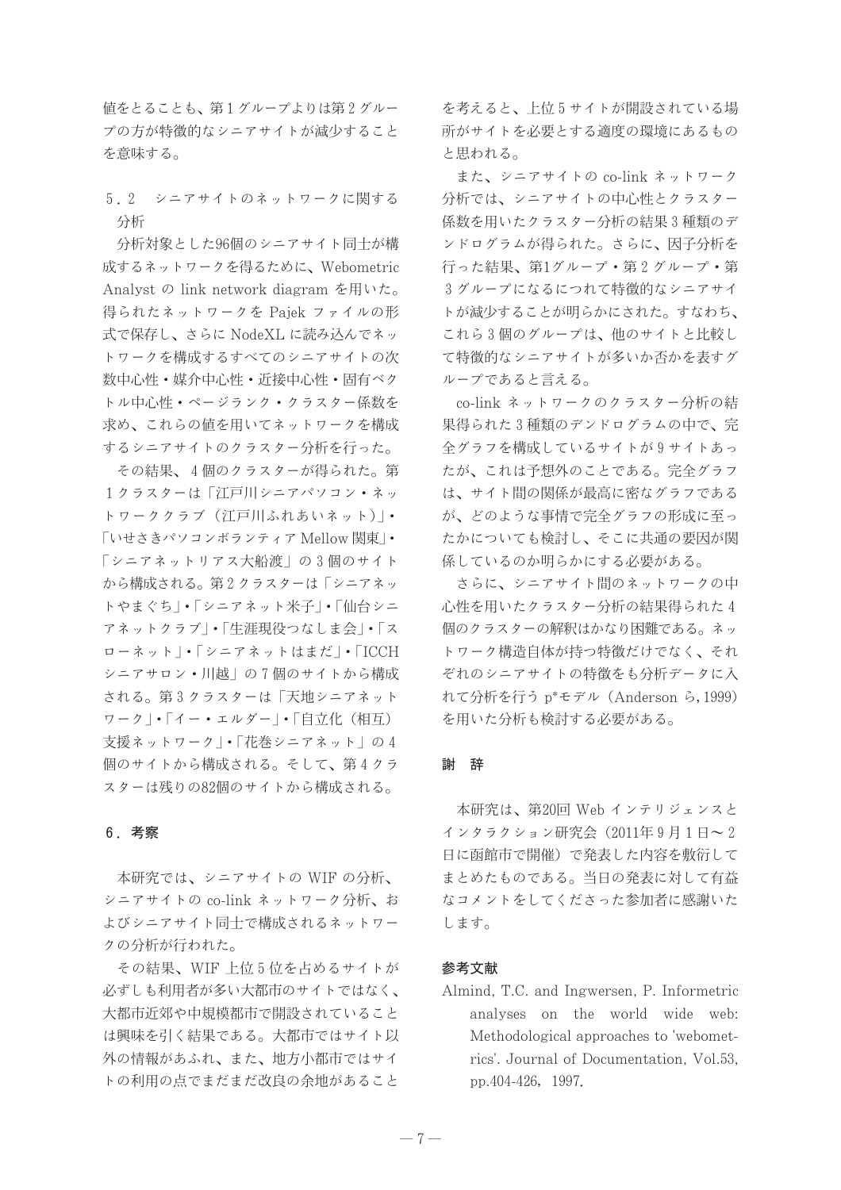値をとることも、第１グループよりは第２グループの方が特徴的なシニアサイトが減少することを意味する。

### ５．２　シニアサイトのネットワークに関する分析

分析対象とした96個のシニアサイト同士が構成するネットワークを得るために、Webometric Analyst の link network diagram を用いた。得られたネットワークを Pajek ファイルの形式で保存し、さらに NodeXL に読み込んでネットワークを構成するすべてのシニアサイトの次数中心性・媒介中心性・近接中心性・固有ベクトル中心性・ページランク・クラスター係数を求め、これらの値を用いてネットワークを構成するシニアサイトのクラスター分析を行った。

その結果、４個のクラスターが得られた。第１クラスターは「江戸川シニアパソコン・ネットワーククラブ（江戸川ふれあいネット）」・「いせさきパソコンボランティア Mellow 関東」・「シニアネットリアス大船渡」の３個のサイトから構成される。第２クラスターは「シニアネットやまぐち」・「シニアネット米子」・「仙台シニアネットクラブ」・「生涯現役つなしま会」・「スローネット」・「シニアネットはまだ」・「ICCH シニアサロン・川越」の７個のサイトから構成される。第３クラスターは「天地シニアネットワーク」・「イー・エルダー」・「自立化（相互）支援ネットワーク」・「花巻シニアネット」の４個のサイトから構成される。そして、第４クラスターは残りの82個のサイトから構成される。

## ６．考察

本研究では、シニアサイトの WIF の分析、シニアサイトの co-link ネットワーク分析、およびシニアサイト同士で構成されるネットワークの分析が行われた。

その結果、WIF 上位５位を占めるサイトが必ずしも利用者が多い大都市のサイトではなく、大都市近郊や中規模都市で開設されていることは興味を引く結果である。大都市ではサイト以外の情報があふれ、また、地方小都市ではサイトの利用の点でまだまだ改良の余地があることを考えると、上位５サイトが開設されている場所がサイトを必要とする適度の環境にあるものと思われる。

また、シニアサイトの co-link ネットワーク分析では、シニアサイトの中心性とクラスター係数を用いたクラスター分析の結果３種類のデンドログラムが得られた。さらに、因子分析を行った結果、第1グループ・第２グループ・第３グループになるにつれて特徴的なシニアサイトが減少することが明らかにされた。すなわち、これら３個のグループは、他のサイトと比較して特徴的なシニアサイトが多いか否かを表すグループであると言える。

co-link ネットワークのクラスター分析の結果得られた３種類のデンドログラムの中で、完全グラフを構成しているサイトが９サイトあったが、これは予想外のことである。完全グラフは、サイト間の関係が最高に密なグラフであるが、どのような事情で完全グラフの形成に至ったかについても検討し、そこに共通の要因が関係しているのか明らかにする必要がある。

さらに、シニアサイト間のネットワークの中心性を用いたクラスター分析の結果得られた４個のクラスターの解釈はかなり困難である。ネットワーク構造自体が持つ特徴だけでなく、それぞれのシニアサイトの特徴をも分析データに入れて分析を行う p*モデル（Anderson ら，1999）を用いた分析も検討する必要がある。

## 謝　辞

本研究は、第20回 Web インテリジェンスとインタラクション研究会（2011年９月１日〜２日に函館市で開催）で発表した内容を敷衍してまとめたものである。当日の発表に対して有益なコメントをしてくださった参加者に感謝いたします。

## 参考文献

Almind, T.C. and Ingwersen, P. Informetric analyses on the world wide web: Methodological approaches to 'webometrics'. Journal of Documentation, Vol.53, pp.404-426, 1997.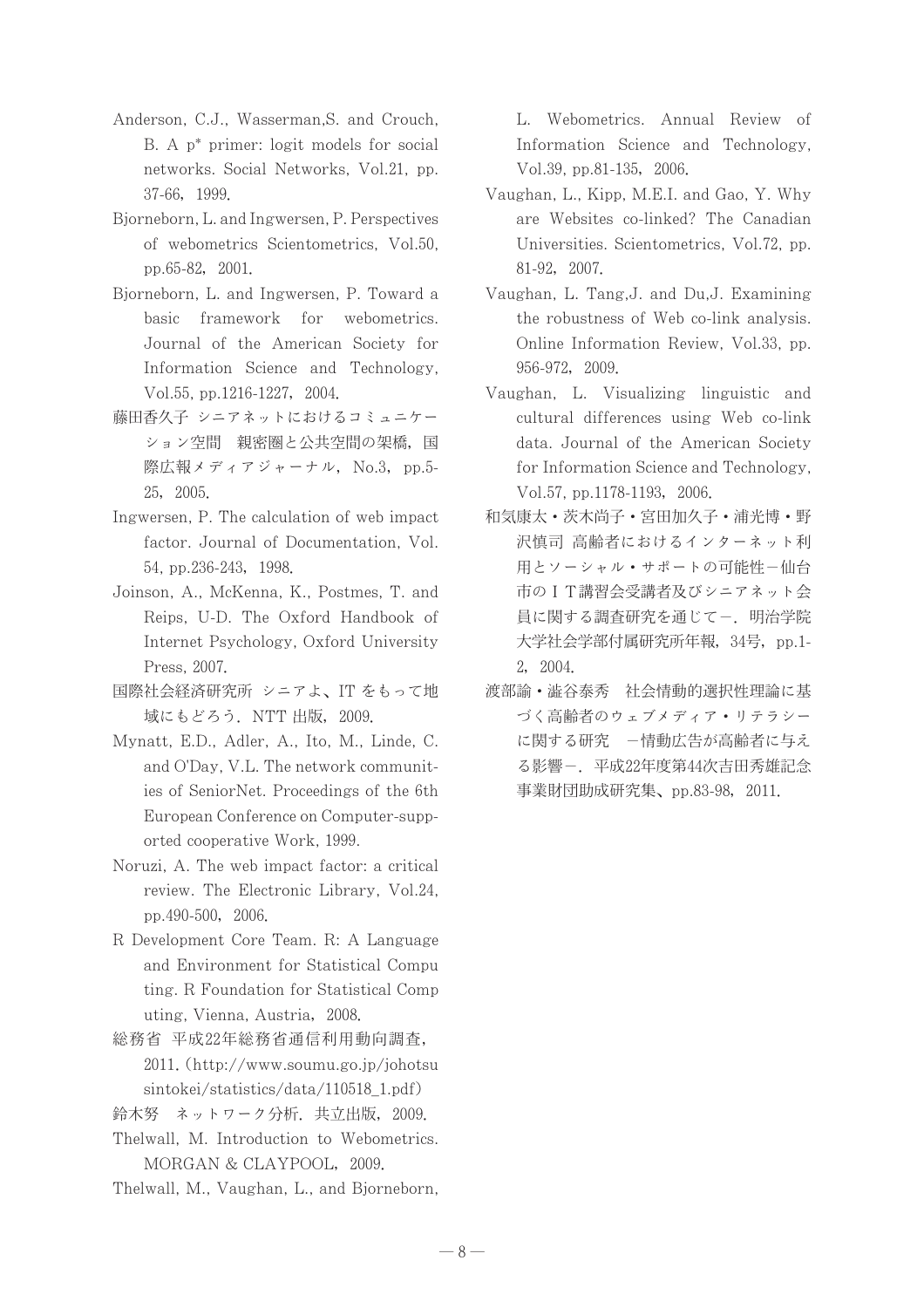Anderson, C.J., Wasserman,S. and Crouch, B. A p* primer: logit models for social networks. Social Networks, Vol.21, pp. 37-66, 1999.

Bjorneborn, L. and Ingwersen, P. Perspectives of webometrics Scientometrics, Vol.50, pp.65-82, 2001.

Bjorneborn, L. and Ingwersen, P. Toward a basic framework for webometrics. Journal of the American Society for Information Science and Technology, Vol.55, pp.1216-1227, 2004.

藤田香久子 シニアネットにおけるコミュニケーション空間 親密圏と公共空間の架橋，国際広報メディアジャーナル，No.3，pp.5-25，2005.

Ingwersen, P. The calculation of web impact factor. Journal of Documentation, Vol. 54, pp.236-243, 1998.

Joinson, A., McKenna, K., Postmes, T. and Reips, U-D. The Oxford Handbook of Internet Psychology, Oxford University Press, 2007.

国際社会経済研究所 シニアよ、IT をもって地域にもどろう．NTT 出版，2009.

Mynatt, E.D., Adler, A., Ito, M., Linde, C. and O'Day, V.L. The network communities of SeniorNet. Proceedings of the 6th European Conference on Computer-supported cooperative Work, 1999.

Noruzi, A. The web impact factor: a critical review. The Electronic Library, Vol.24, pp.490-500, 2006.

R Development Core Team. R: A Language and Environment for Statistical Computing. R Foundation for Statistical Computing, Vienna, Austria, 2008.

総務省 平成22年総務省通信利用動向調査，2011.（http://www.soumu.go.jp/johotsusintokei/statistics/data/110518_1.pdf）

鈴木努 ネットワーク分析．共立出版，2009.

Thelwall, M. Introduction to Webometrics. MORGAN & CLAYPOOL, 2009.

Thelwall, M., Vaughan, L., and Bjorneborn, L. Webometrics. Annual Review of Information Science and Technology, Vol.39, pp.81-135, 2006.

Vaughan, L., Kipp, M.E.I. and Gao, Y. Why are Websites co-linked? The Canadian Universities. Scientometrics, Vol.72, pp. 81-92, 2007.

Vaughan, L. Tang,J. and Du,J. Examining the robustness of Web co-link analysis. Online Information Review, Vol.33, pp. 956-972, 2009.

Vaughan, L. Visualizing linguistic and cultural differences using Web co-link data. Journal of the American Society for Information Science and Technology, Vol.57, pp.1178-1193, 2006.

和気康太・茨木尚子・宮田加久子・浦光博・野沢慎司 高齢者におけるインターネット利用とソーシャル・サポートの可能性－仙台市のＩＴ講習会受講者及びシニアネット会員に関する調査研究を通じて－．明治学院大学社会学部付属研究所年報，34号，pp.1-2，2004.

渡部諭・澁谷泰秀 社会情動的選択性理論に基づく高齢者のウェブメディア・リテラシーに関する研究 －情動広告が高齢者に与える影響－．平成22年度第44次吉田秀雄記念事業財団助成研究集、pp.83-98，2011.